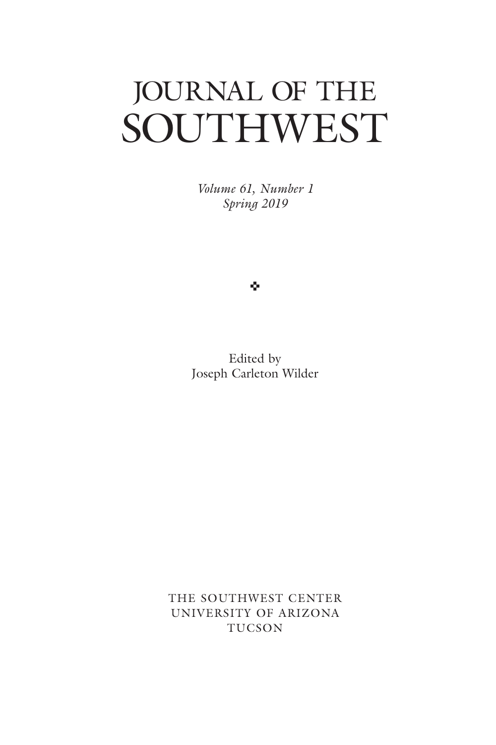# JOURNAL OF THE SOUTHWEST

*Volume 61, Number 1*
*Spring 2019*

Edited by
Joseph Carleton Wilder

THE SOUTHWEST CENTER
UNIVERSITY OF ARIZONA
TUCSON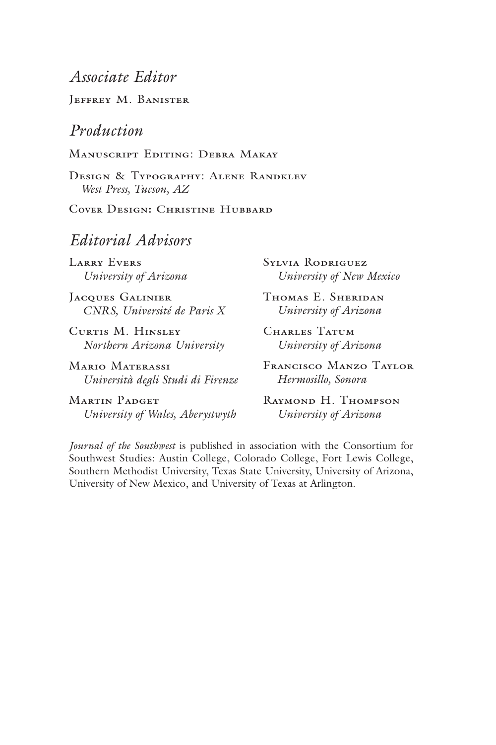## *Associate Editor*

Jeffrey M. Banister

## *Production*

Manuscript Editing: Debra Makay

Design & Typography: Alene Randklev
*West Press, Tucson, AZ*

Cover Design: Christine Hubbard

## *Editorial Advisors*

Larry Evers
*University of Arizona*

Jacques Galinier
*CNRS, Université de Paris X*

Curtis M. Hinsley
*Northern Arizona University*

Mario Materassi
*Università degli Studi di Firenze*

Martin Padget
*University of Wales, Aberystwyth*

Sylvia Rodriguez
*University of New Mexico*

Thomas E. Sheridan
*University of Arizona*

Charles Tatum
*University of Arizona*

Francisco Manzo Taylor
*Hermosillo, Sonora*

Raymond H. Thompson
*University of Arizona*

*Journal of the Southwest* is published in association with the Consortium for Southwest Studies: Austin College, Colorado College, Fort Lewis College, Southern Methodist University, Texas State University, University of Arizona, University of New Mexico, and University of Texas at Arlington.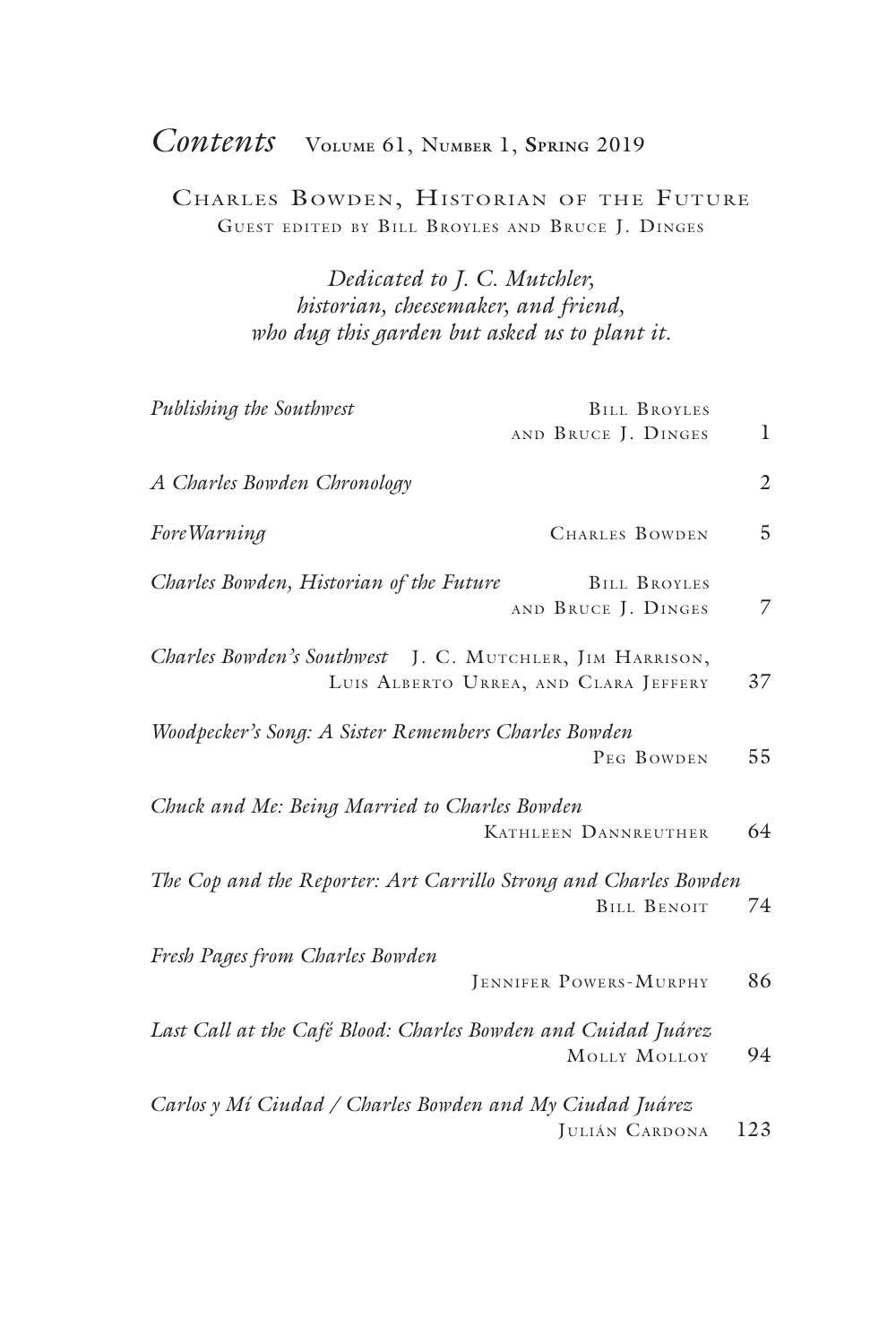# *Contents* Volume 61, Number 1, Spring 2019

## Charles Bowden, Historian of the Future

Guest edited by Bill Broyles and Bruce J. Dinges

*Dedicated to J. C. Mutchler,*
*historian, cheesemaker, and friend,*
*who dug this garden but asked us to plant it.*

| | | |
|---|---|---|
| *Publishing the Southwest* | Bill Broyles and Bruce J. Dinges | 1 |
| *A Charles Bowden Chronology* | | 2 |
| *ForeWarning* | Charles Bowden | 5 |
| *Charles Bowden, Historian of the Future* | Bill Broyles and Bruce J. Dinges | 7 |
| *Charles Bowden's Southwest* | J. C. Mutchler, Jim Harrison, Luis Alberto Urrea, and Clara Jeffery | 37 |
| *Woodpecker's Song: A Sister Remembers Charles Bowden* | Peg Bowden | 55 |
| *Chuck and Me: Being Married to Charles Bowden* | Kathleen Dannreuther | 64 |
| *The Cop and the Reporter: Art Carrillo Strong and Charles Bowden* | Bill Benoit | 74 |
| *Fresh Pages from Charles Bowden* | Jennifer Powers-Murphy | 86 |
| *Last Call at the Café Blood: Charles Bowden and Cuidad Juárez* | Molly Molloy | 94 |
| *Carlos y Mí Ciudad / Charles Bowden and My Ciudad Juárez* | Julián Cardona | 123 |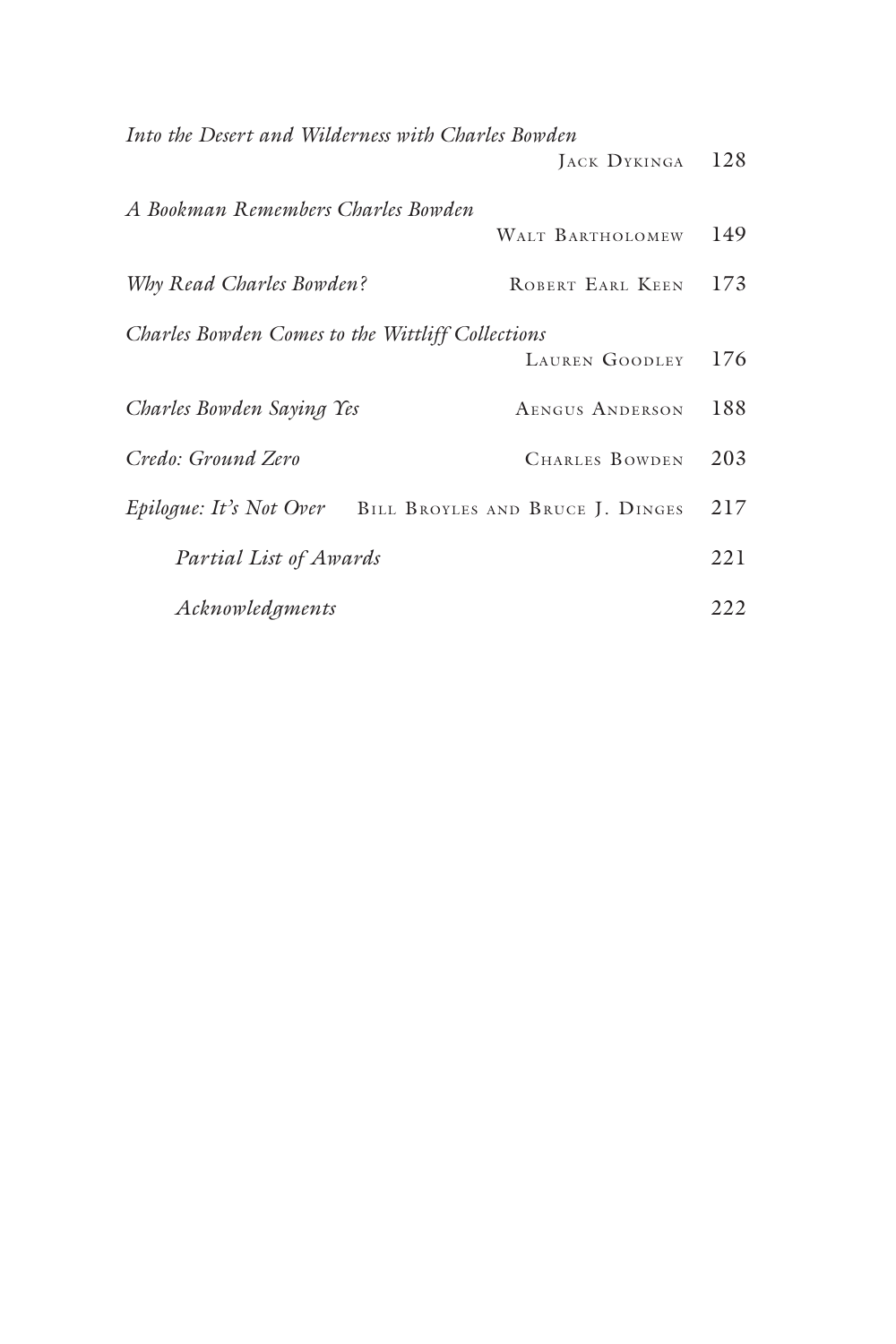*Into the Desert and Wilderness with Charles Bowden*
JACK DYKINGA 128

*A Bookman Remembers Charles Bowden*
WALT BARTHOLOMEW 149

*Why Read Charles Bowden?* ROBERT EARL KEEN 173

*Charles Bowden Comes to the Wittliff Collections*
LAUREN GOODLEY 176

*Charles Bowden Saying Yes* AENGUS ANDERSON 188

*Credo: Ground Zero* CHARLES BOWDEN 203

*Epilogue: It's Not Over* BILL BROYLES AND BRUCE J. DINGES 217

*Partial List of Awards* 221

*Acknowledgments* 222